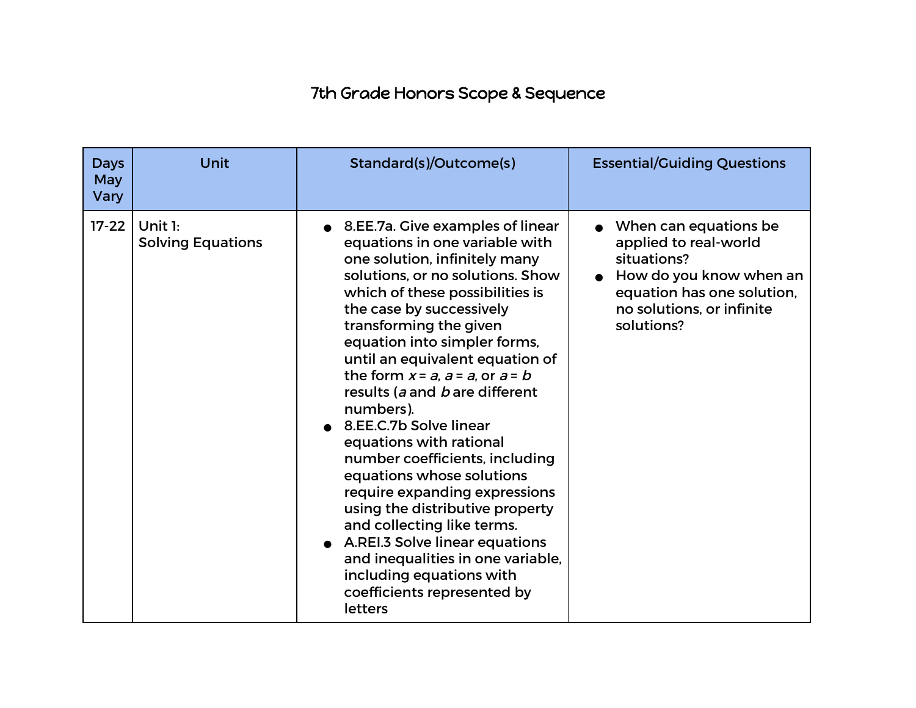# 7th Grade Honors Scope & Sequence

| Days May Vary | Unit | Standard(s)/Outcome(s) | Essential/Guiding Questions |
|---|---|---|---|
| 17-22 | Unit 1:<br>Solving Equations | • 8.EE.7a. Give examples of linear equations in one variable with one solution, infinitely many solutions, or no solutions. Show which of these possibilities is the case by successively transforming the given equation into simpler forms, until an equivalent equation of the form $x = a$, $a = a$, or $a = b$ results ($a$ and $b$ are different numbers).<br>• 8.EE.C.7b Solve linear equations with rational number coefficients, including equations whose solutions require expanding expressions using the distributive property and collecting like terms.<br>• A.REI.3 Solve linear equations and inequalities in one variable, including equations with coefficients represented by letters | • When can equations be applied to real-world situations?<br>• How do you know when an equation has one solution, no solutions, or infinite solutions? |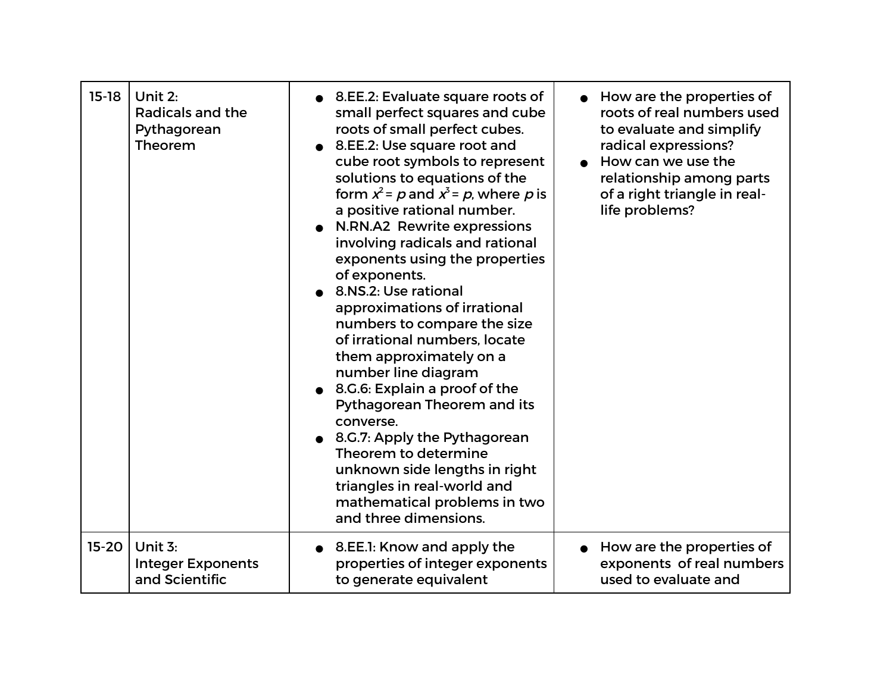| 15-18 | Unit 2: Radicals and the Pythagorean Theorem | • 8.EE.2: Evaluate square roots of small perfect squares and cube roots of small perfect cubes.<br>• 8.EE.2: Use square root and cube root symbols to represent solutions to equations of the form $x^2 = p$ and $x^3 = p$, where $p$ is a positive rational number.<br>• N.RN.A2 Rewrite expressions involving radicals and rational exponents using the properties of exponents.<br>• 8.NS.2: Use rational approximations of irrational numbers to compare the size of irrational numbers, locate them approximately on a number line diagram<br>• 8.G.6: Explain a proof of the Pythagorean Theorem and its converse.<br>• 8.G.7: Apply the Pythagorean Theorem to determine unknown side lengths in right triangles in real-world and mathematical problems in two and three dimensions. | • How are the properties of roots of real numbers used to evaluate and simplify radical expressions?<br>• How can we use the relationship among parts of a right triangle in real-life problems? |
|---|---|---|---|
| 15-20 | Unit 3: Integer Exponents and Scientific | • 8.EE.1: Know and apply the properties of integer exponents to generate equivalent | • How are the properties of exponents of real numbers used to evaluate and |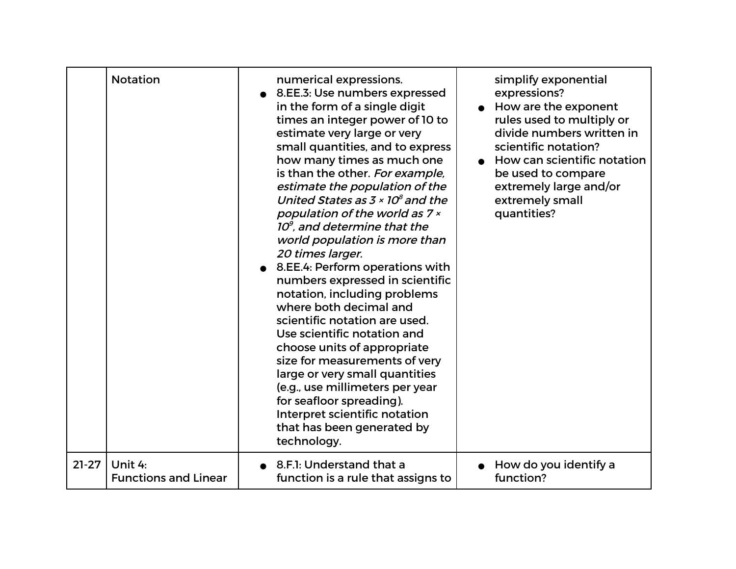| | | | |
|---|---|---|---|
| | Notation | numerical expressions.<br>● 8.EE.3: Use numbers expressed in the form of a single digit times an integer power of 10 to estimate very large or very small quantities, and to express how many times as much one is than the other. *For example, estimate the population of the United States as $3 \times 10^8$ and the population of the world as $7 \times 10^9$, and determine that the world population is more than 20 times larger.*<br>● 8.EE.4: Perform operations with numbers expressed in scientific notation, including problems where both decimal and scientific notation are used. Use scientific notation and choose units of appropriate size for measurements of very large or very small quantities (e.g., use millimeters per year for seafloor spreading). Interpret scientific notation that has been generated by technology. | simplify exponential expressions?<br>● How are the exponent rules used to multiply or divide numbers written in scientific notation?<br>● How can scientific notation be used to compare extremely large and/or extremely small quantities? |
| 21-27 | Unit 4: Functions and Linear | ● 8.F.1: Understand that a function is a rule that assigns to | ● How do you identify a function? |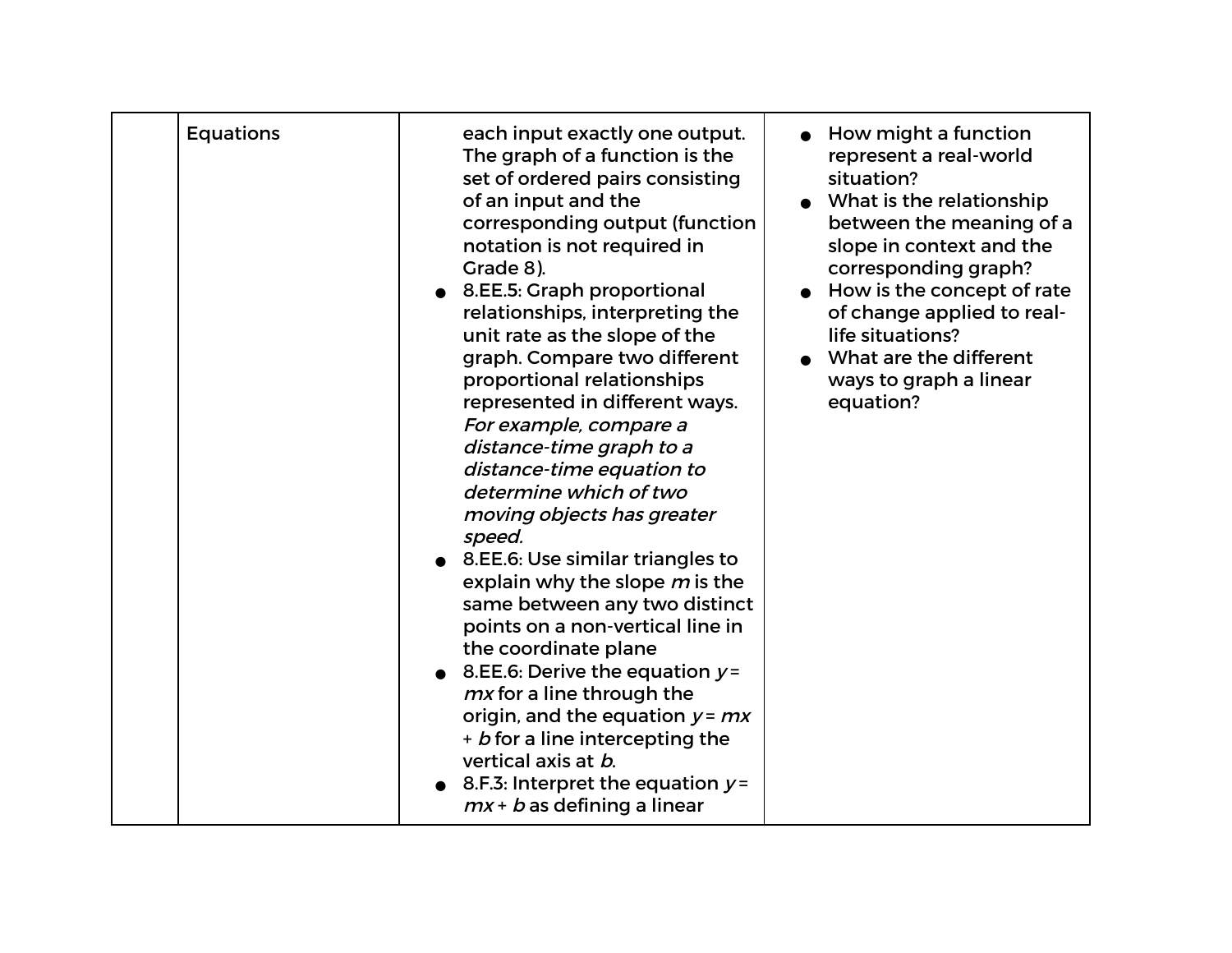|  | Equations | each input exactly one output. The graph of a function is the set of ordered pairs consisting of an input and the corresponding output (function notation is not required in Grade 8).<br>• 8.EE.5: Graph proportional relationships, interpreting the unit rate as the slope of the graph. Compare two different proportional relationships represented in different ways. *For example, compare a distance-time graph to a distance-time equation to determine which of two moving objects has greater speed.*<br>• 8.EE.6: Use similar triangles to explain why the slope $m$ is the same between any two distinct points on a non-vertical line in the coordinate plane<br>• 8.EE.6: Derive the equation $y = mx$ for a line through the origin, and the equation $y = mx + b$ for a line intercepting the vertical axis at $b$.<br>• 8.F.3: Interpret the equation $y = mx + b$ as defining a linear | • How might a function represent a real-world situation?<br>• What is the relationship between the meaning of a slope in context and the corresponding graph?<br>• How is the concept of rate of change applied to real-life situations?<br>• What are the different ways to graph a linear equation? |
|---|---|---|---|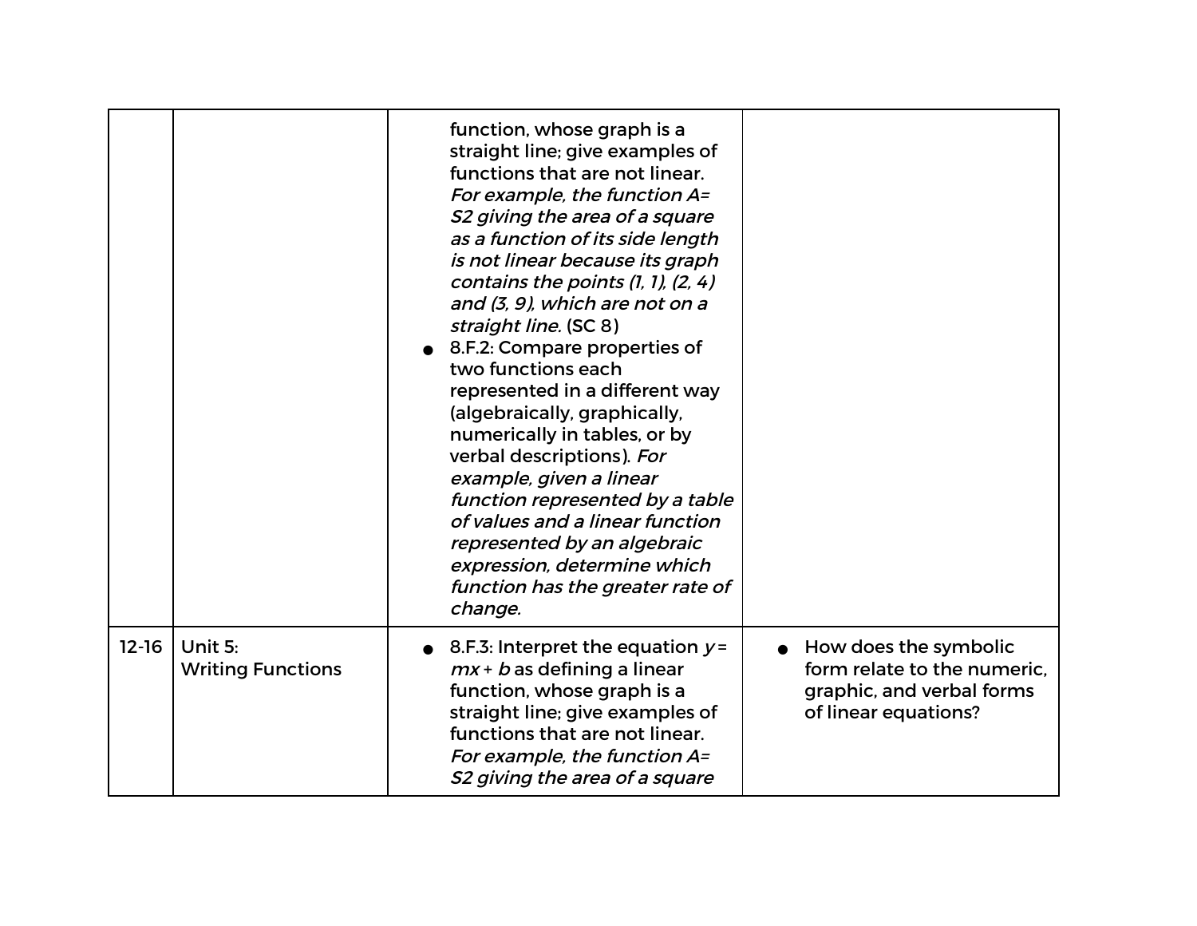|  |  |  |  |
|---|---|---|---|
|  |  | function, whose graph is a straight line; give examples of functions that are not linear. *For example, the function A= S2 giving the area of a square as a function of its side length is not linear because its graph contains the points (1, 1), (2, 4) and (3, 9), which are not on a straight line.* (SC 8)<br>● 8.F.2: Compare properties of two functions each represented in a different way (algebraically, graphically, numerically in tables, or by verbal descriptions). *For example, given a linear function represented by a table of values and a linear function represented by an algebraic expression, determine which function has the greater rate of change.* |  |
| 12-16 | Unit 5:<br>Writing Functions | ● 8.F.3: Interpret the equation $y = mx + b$ as defining a linear function, whose graph is a straight line; give examples of functions that are not linear. *For example, the function A= S2 giving the area of a square* | ● How does the symbolic form relate to the numeric, graphic, and verbal forms of linear equations? |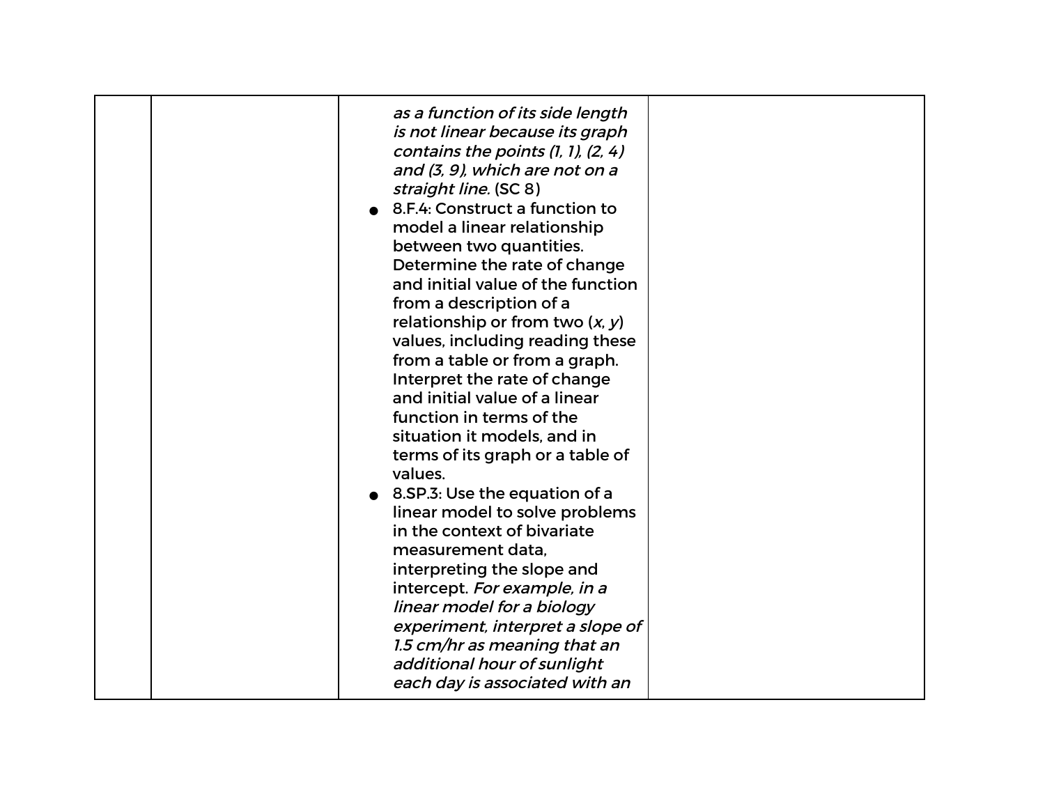|  |  |  |  |
|---|---|---|---|
|  |  | *as a function of its side length is not linear because its graph contains the points (1, 1), (2, 4) and (3, 9), which are not on a straight line.* (SC 8)<br>● 8.F.4: Construct a function to model a linear relationship between two quantities. Determine the rate of change and initial value of the function from a description of a relationship or from two (*x*, *y*) values, including reading these from a table or from a graph. Interpret the rate of change and initial value of a linear function in terms of the situation it models, and in terms of its graph or a table of values.<br>● 8.SP.3: Use the equation of a linear model to solve problems in the context of bivariate measurement data, interpreting the slope and intercept. *For example, in a linear model for a biology experiment, interpret a slope of 1.5 cm/hr as meaning that an additional hour of sunlight each day is associated with an* |  |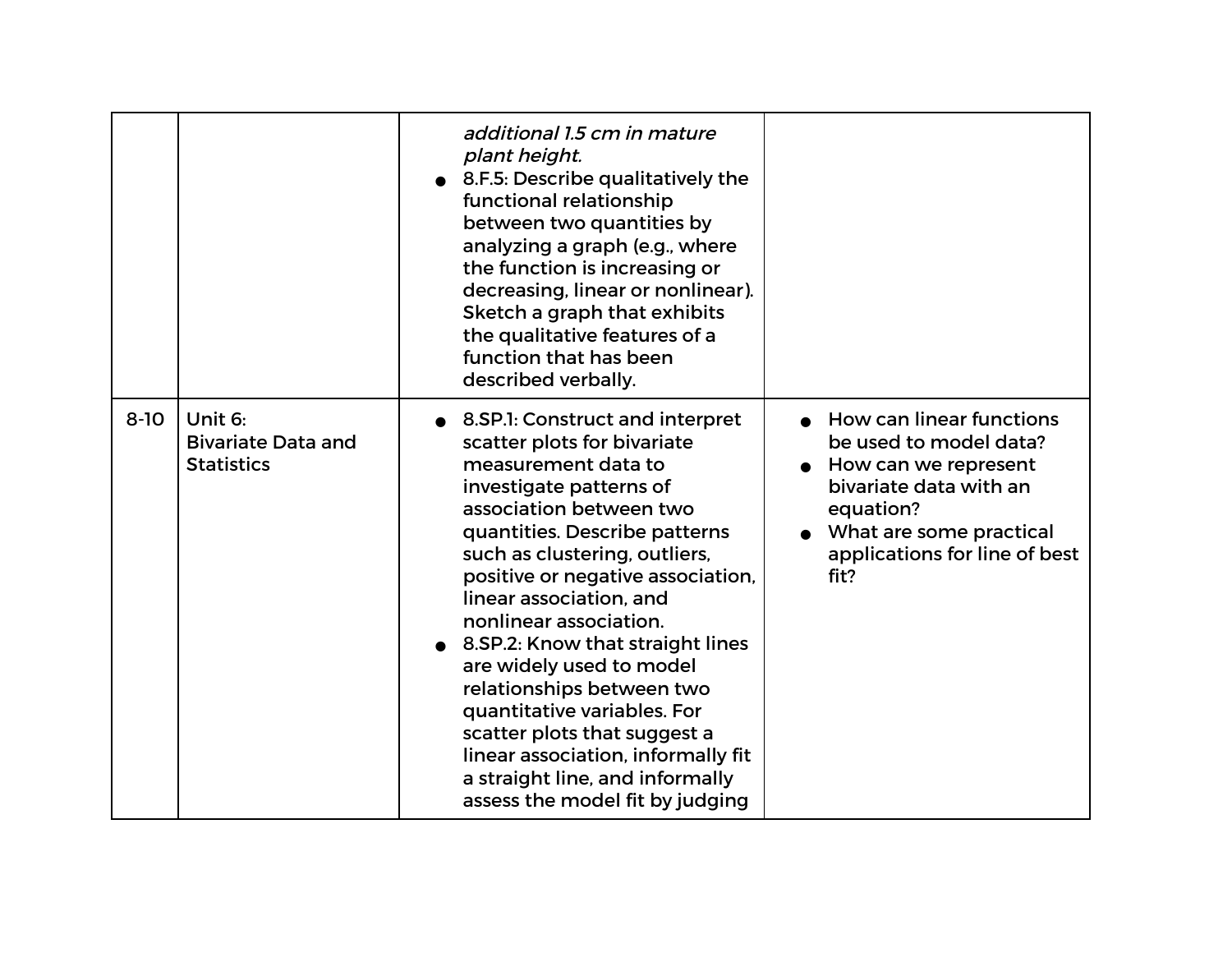| | | | |
|---|---|---|---|
| | | *additional 1.5 cm in mature plant height.*<br>● 8.F.5: Describe qualitatively the functional relationship between two quantities by analyzing a graph (e.g., where the function is increasing or decreasing, linear or nonlinear). Sketch a graph that exhibits the qualitative features of a function that has been described verbally. | |
| 8-10 | Unit 6:<br>Bivariate Data and Statistics | ● 8.SP.1: Construct and interpret scatter plots for bivariate measurement data to investigate patterns of association between two quantities. Describe patterns such as clustering, outliers, positive or negative association, linear association, and nonlinear association.<br>● 8.SP.2: Know that straight lines are widely used to model relationships between two quantitative variables. For scatter plots that suggest a linear association, informally fit a straight line, and informally assess the model fit by judging | ● How can linear functions be used to model data?<br>● How can we represent bivariate data with an equation?<br>● What are some practical applications for line of best fit? |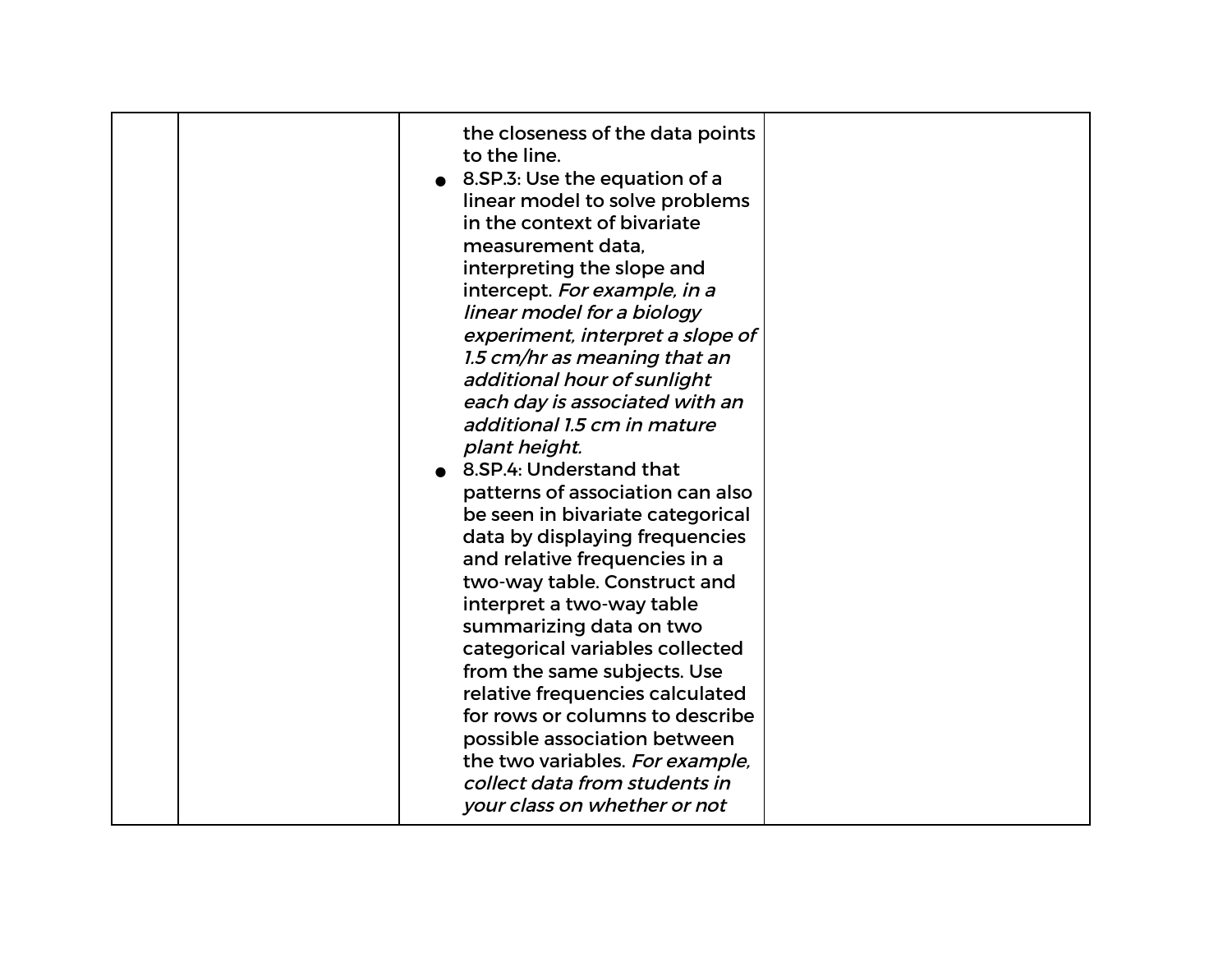| | | | |
|---|---|---|---|
| | | the closeness of the data points to the line.<br>● 8.SP.3: Use the equation of a linear model to solve problems in the context of bivariate measurement data, interpreting the slope and intercept. *For example, in a linear model for a biology experiment, interpret a slope of 1.5 cm/hr as meaning that an additional hour of sunlight each day is associated with an additional 1.5 cm in mature plant height.*<br>● 8.SP.4: Understand that patterns of association can also be seen in bivariate categorical data by displaying frequencies and relative frequencies in a two-way table. Construct and interpret a two-way table summarizing data on two categorical variables collected from the same subjects. Use relative frequencies calculated for rows or columns to describe possible association between the two variables. *For example, collect data from students in your class on whether or not* | |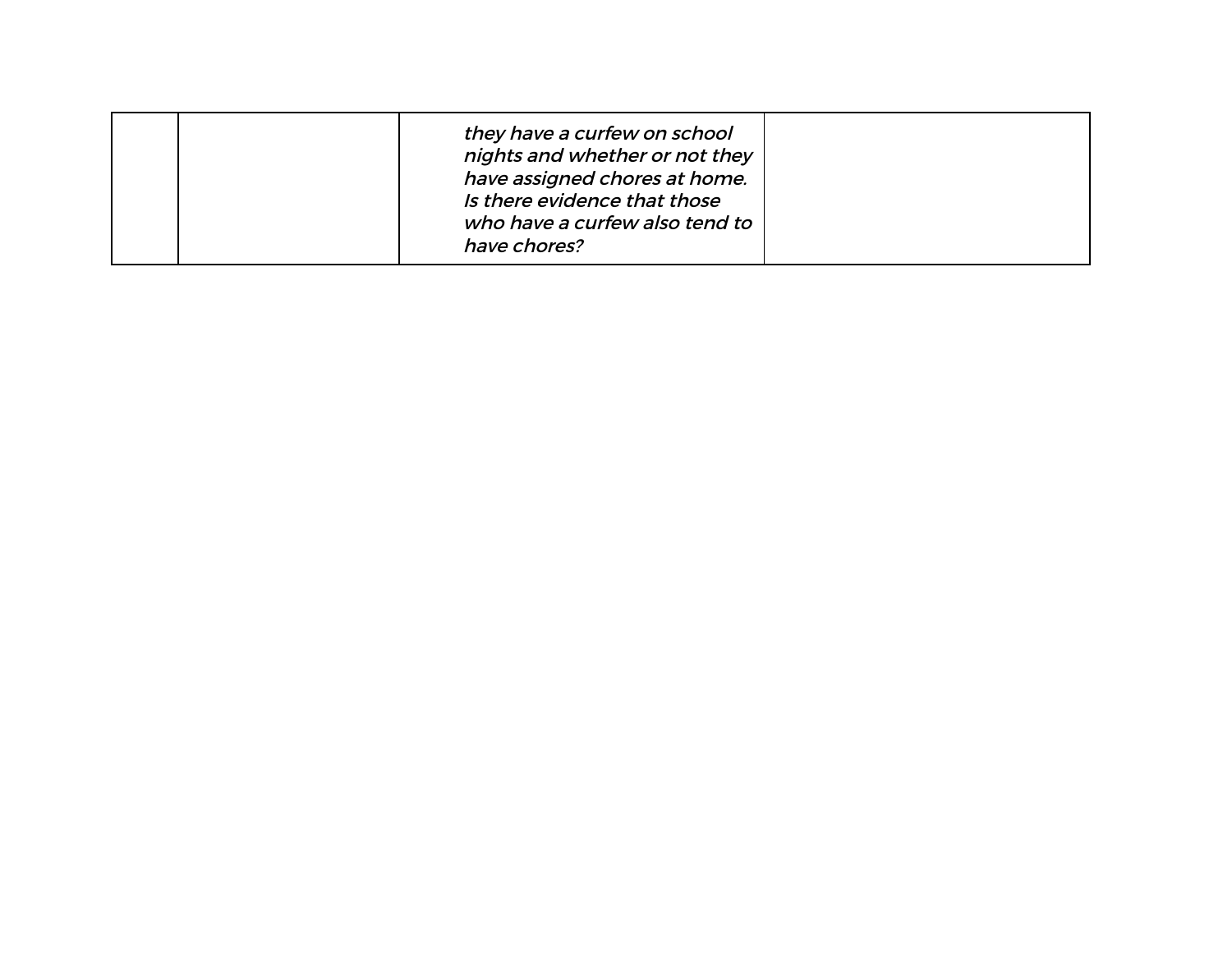| | | | |
|---|---|---|---|
| | | *they have a curfew on school nights and whether or not they have assigned chores at home. Is there evidence that those who have a curfew also tend to have chores?* | |